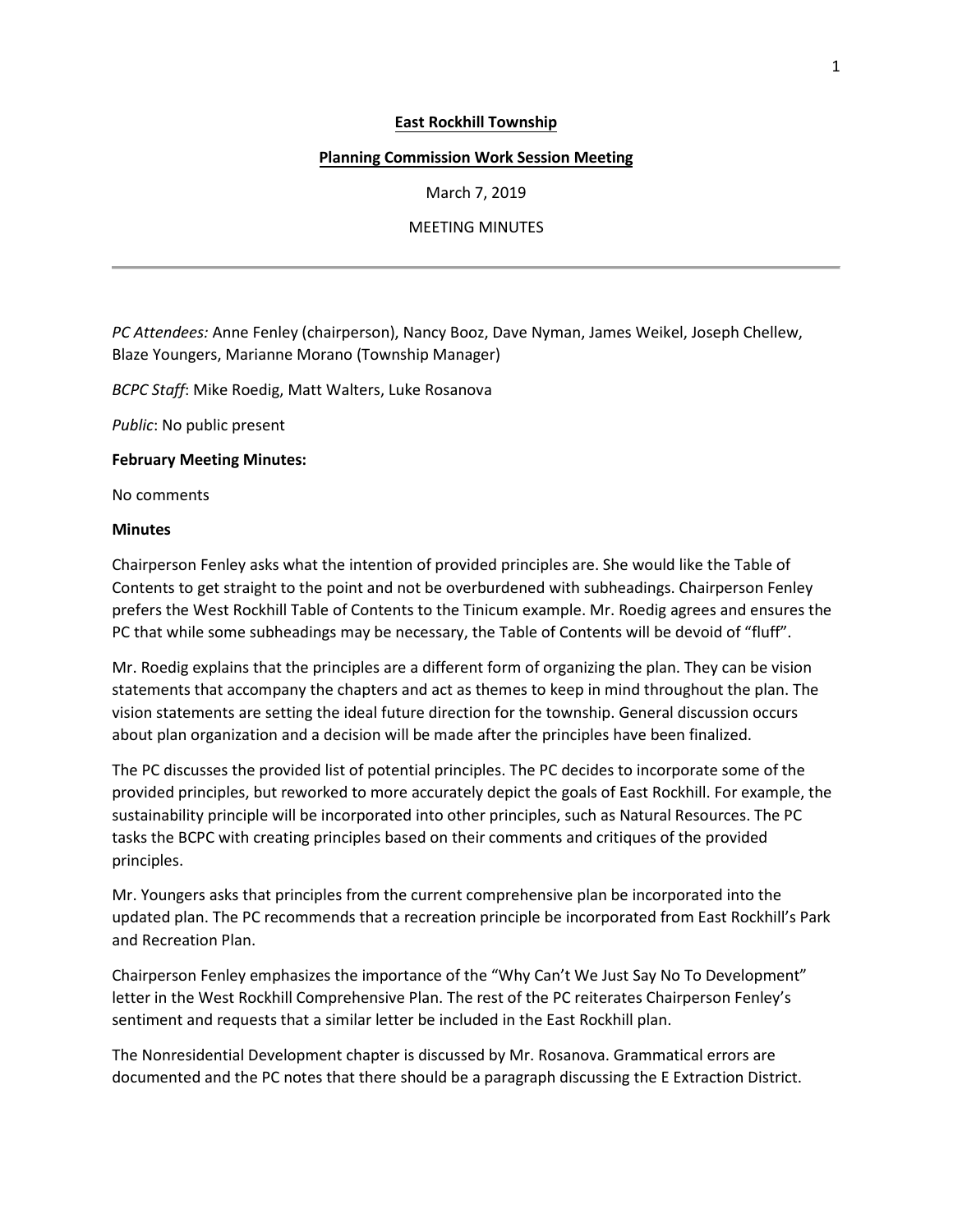**East Rockhill Township**

**Planning Commission Work Session Meeting**

March 7, 2019

MEETING MINUTES

---

*PC Attendees:* Anne Fenley (chairperson), Nancy Booz, Dave Nyman, James Weikel, Joseph Chellew, Blaze Youngers, Marianne Morano (Township Manager)

*BCPC Staff*: Mike Roedig, Matt Walters, Luke Rosanova

*Public*: No public present

**February Meeting Minutes:**

No comments

**Minutes**

Chairperson Fenley asks what the intention of provided principles are. She would like the Table of Contents to get straight to the point and not be overburdened with subheadings. Chairperson Fenley prefers the West Rockhill Table of Contents to the Tinicum example. Mr. Roedig agrees and ensures the PC that while some subheadings may be necessary, the Table of Contents will be devoid of "fluff".

Mr. Roedig explains that the principles are a different form of organizing the plan. They can be vision statements that accompany the chapters and act as themes to keep in mind throughout the plan. The vision statements are setting the ideal future direction for the township. General discussion occurs about plan organization and a decision will be made after the principles have been finalized.

The PC discusses the provided list of potential principles. The PC decides to incorporate some of the provided principles, but reworked to more accurately depict the goals of East Rockhill. For example, the sustainability principle will be incorporated into other principles, such as Natural Resources. The PC tasks the BCPC with creating principles based on their comments and critiques of the provided principles.

Mr. Youngers asks that principles from the current comprehensive plan be incorporated into the updated plan. The PC recommends that a recreation principle be incorporated from East Rockhill's Park and Recreation Plan.

Chairperson Fenley emphasizes the importance of the "Why Can't We Just Say No To Development" letter in the West Rockhill Comprehensive Plan. The rest of the PC reiterates Chairperson Fenley's sentiment and requests that a similar letter be included in the East Rockhill plan.

The Nonresidential Development chapter is discussed by Mr. Rosanova. Grammatical errors are documented and the PC notes that there should be a paragraph discussing the E Extraction District.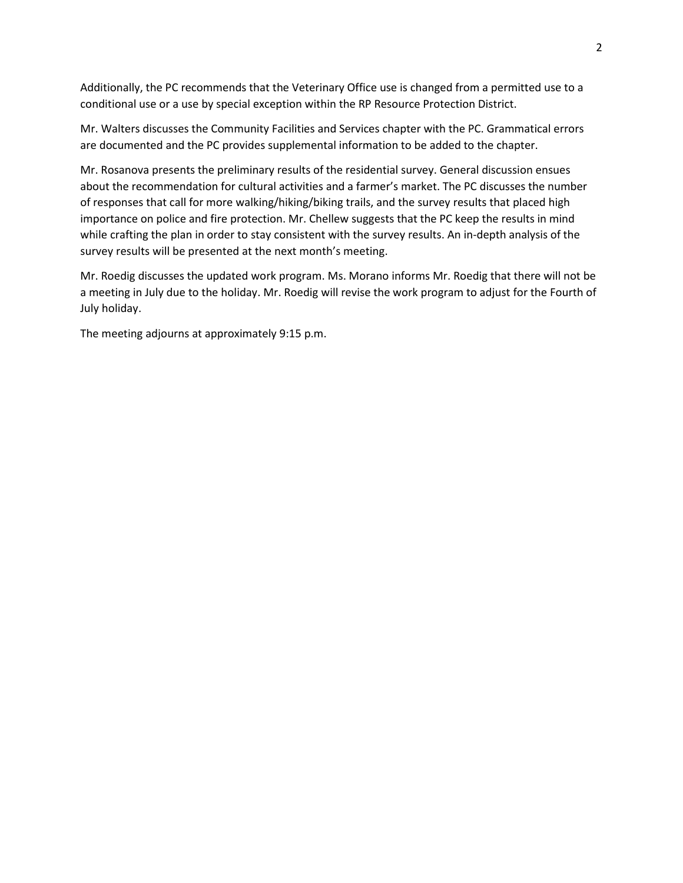Additionally, the PC recommends that the Veterinary Office use is changed from a permitted use to a conditional use or a use by special exception within the RP Resource Protection District.

Mr. Walters discusses the Community Facilities and Services chapter with the PC. Grammatical errors are documented and the PC provides supplemental information to be added to the chapter.

Mr. Rosanova presents the preliminary results of the residential survey. General discussion ensues about the recommendation for cultural activities and a farmer's market. The PC discusses the number of responses that call for more walking/hiking/biking trails, and the survey results that placed high importance on police and fire protection. Mr. Chellew suggests that the PC keep the results in mind while crafting the plan in order to stay consistent with the survey results. An in-depth analysis of the survey results will be presented at the next month's meeting.

Mr. Roedig discusses the updated work program. Ms. Morano informs Mr. Roedig that there will not be a meeting in July due to the holiday. Mr. Roedig will revise the work program to adjust for the Fourth of July holiday.

The meeting adjourns at approximately 9:15 p.m.